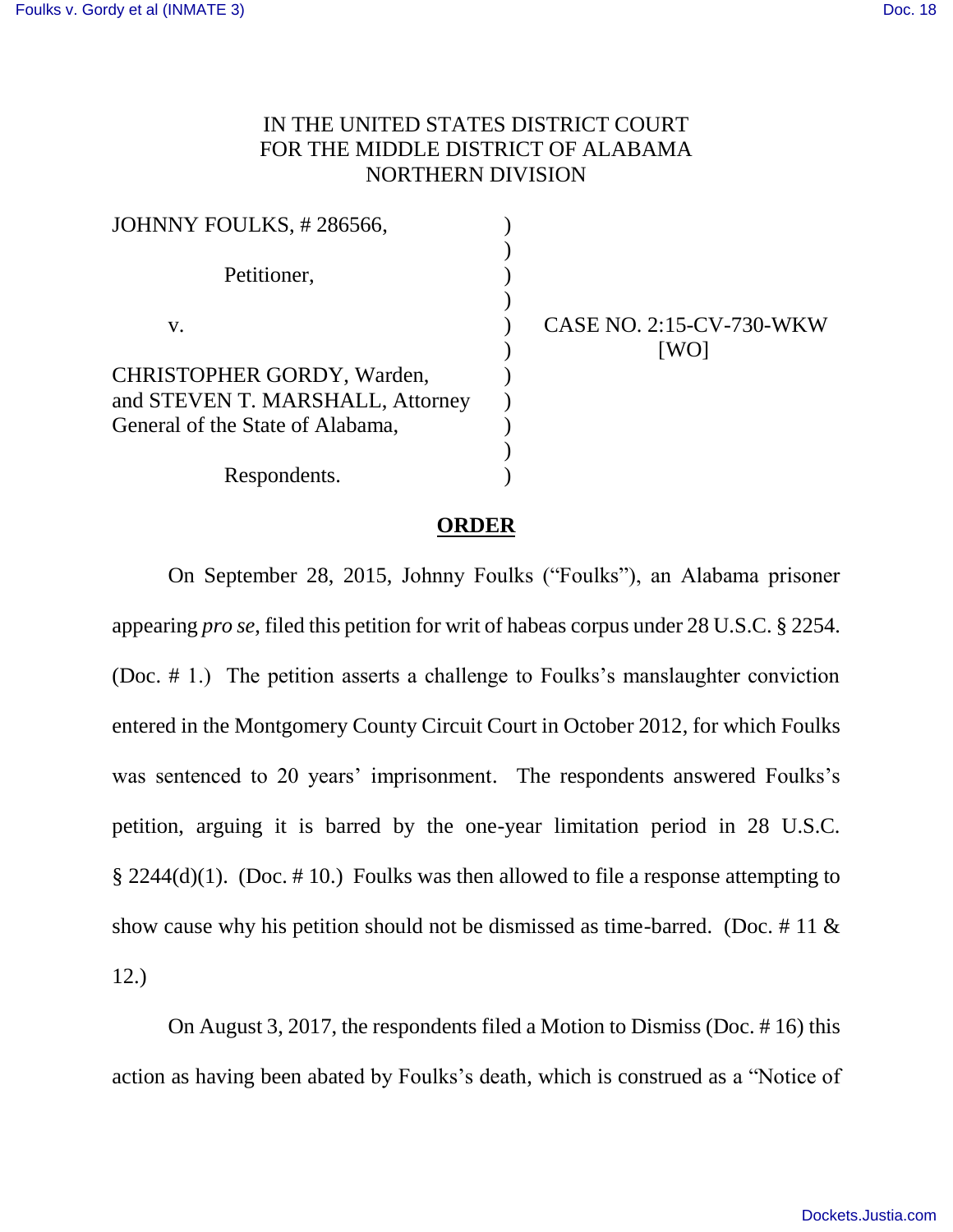IN THE UNITED STATES DISTRICT COURT
FOR THE MIDDLE DISTRICT OF ALABAMA
NORTHERN DIVISION

| | | |
|---|---|---|
| JOHNNY FOULKS, # 286566, | ) | |
| | ) | |
| Petitioner, | ) | |
| | ) | |
| v. | ) | CASE NO. 2:15-CV-730-WKW |
| | ) | [WO] |
| CHRISTOPHER GORDY, Warden, | ) | |
| and STEVEN T. MARSHALL, Attorney | ) | |
| General of the State of Alabama, | ) | |
| | ) | |
| Respondents. | ) | |

## ORDER

On September 28, 2015, Johnny Foulks ("Foulks"), an Alabama prisoner appearing *pro se*, filed this petition for writ of habeas corpus under 28 U.S.C. § 2254. (Doc. # 1.) The petition asserts a challenge to Foulks's manslaughter conviction entered in the Montgomery County Circuit Court in October 2012, for which Foulks was sentenced to 20 years' imprisonment. The respondents answered Foulks's petition, arguing it is barred by the one-year limitation period in 28 U.S.C. § 2244(d)(1). (Doc. # 10.) Foulks was then allowed to file a response attempting to show cause why his petition should not be dismissed as time-barred. (Doc. # 11 & 12.)

On August 3, 2017, the respondents filed a Motion to Dismiss (Doc. # 16) this action as having been abated by Foulks's death, which is construed as a "Notice of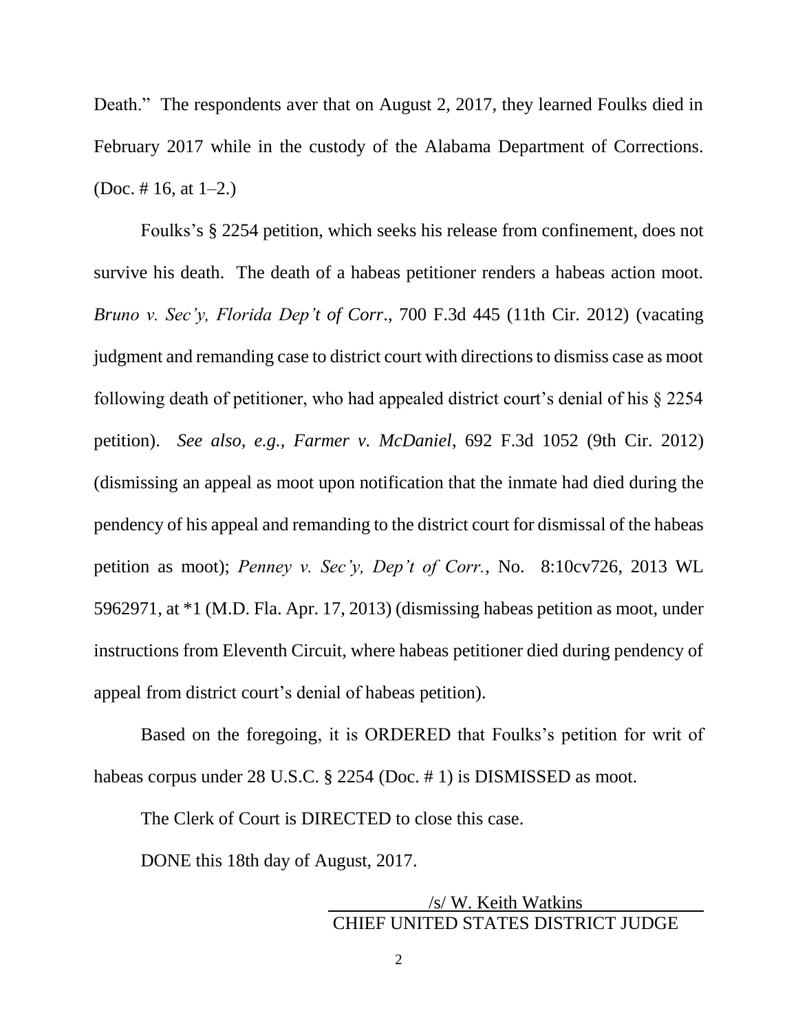Death." The respondents aver that on August 2, 2017, they learned Foulks died in February 2017 while in the custody of the Alabama Department of Corrections. (Doc. # 16, at 1–2.)

Foulks's § 2254 petition, which seeks his release from confinement, does not survive his death. The death of a habeas petitioner renders a habeas action moot. *Bruno v. Sec'y, Florida Dep't of Corr*., 700 F.3d 445 (11th Cir. 2012) (vacating judgment and remanding case to district court with directions to dismiss case as moot following death of petitioner, who had appealed district court's denial of his § 2254 petition). *See also, e.g., Farmer v. McDaniel*, 692 F.3d 1052 (9th Cir. 2012) (dismissing an appeal as moot upon notification that the inmate had died during the pendency of his appeal and remanding to the district court for dismissal of the habeas petition as moot); *Penney v. Sec'y, Dep't of Corr.*, No. 8:10cv726, 2013 WL 5962971, at *1 (M.D. Fla. Apr. 17, 2013) (dismissing habeas petition as moot, under instructions from Eleventh Circuit, where habeas petitioner died during pendency of appeal from district court's denial of habeas petition).

Based on the foregoing, it is ORDERED that Foulks's petition for writ of habeas corpus under 28 U.S.C. § 2254 (Doc. # 1) is DISMISSED as moot.

The Clerk of Court is DIRECTED to close this case.

DONE this 18th day of August, 2017.

/s/ W. Keith Watkins
CHIEF UNITED STATES DISTRICT JUDGE